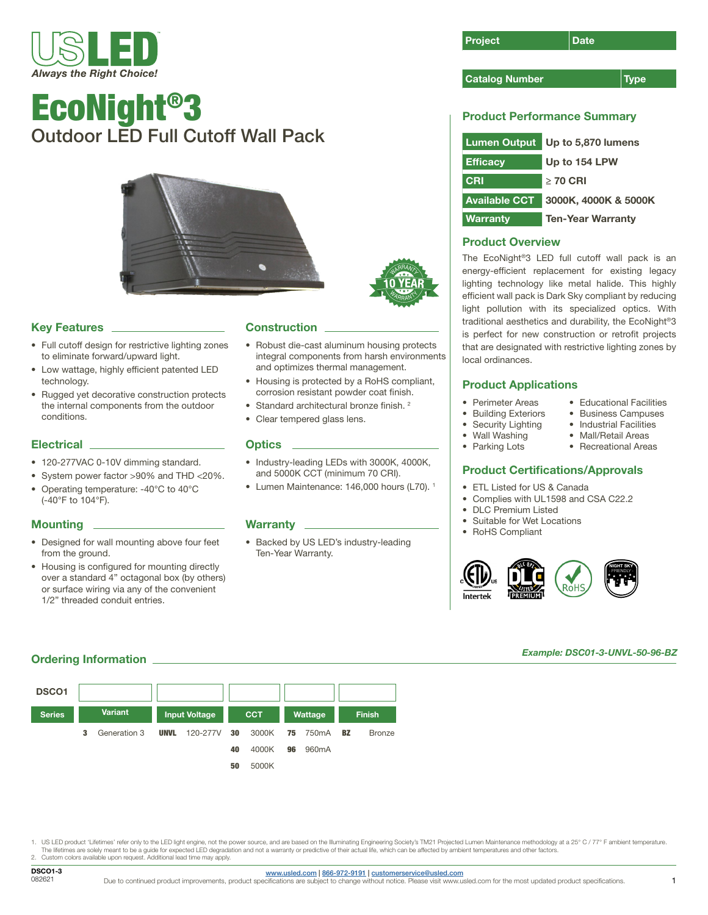USLED

*Always the Right Choice!*

# EcoNight®3

## Outdoor LED Full Cutoff Wall Pack

| Project | Date |
|---|---|
| | |

| Catalog Number | Type |
|---|---|
| | |

### Product Performance Summary

| | |
|---|---|
| **Lumen Output** | **Up to 5,870 lumens** |
| **Efficacy** | **Up to 154 LPW** |
| **CRI** | **≥ 70 CRI** |
| **Available CCT** | **3000K, 4000K & 5000K** |
| **Warranty** | **Ten-Year Warranty** |

### Product Overview

The EcoNight®3 LED full cutoff wall pack is an energy-efficient replacement for existing legacy lighting technology like metal halide. This highly efficient wall pack is Dark Sky compliant by reducing light pollution with its specialized optics. With traditional aesthetics and durability, the EcoNight®3 is perfect for new construction or retrofit projects that are designated with restrictive lighting zones by local ordinances.

### Product Applications

- Perimeter Areas
- Building Exteriors
- Security Lighting
- Wall Washing
- Parking Lots
- Educational Facilities
- Business Campuses
- Industrial Facilities
- Mall/Retail Areas
- Recreational Areas

### Product Certifications/Approvals

- ETL Listed for US & Canada
- Complies with UL1598 and CSA C22.2
- DLC Premium Listed
- Suitable for Wet Locations
- RoHS Compliant

### Key Features

- Full cutoff design for restrictive lighting zones to eliminate forward/upward light.
- Low wattage, highly efficient patented LED technology.
- Rugged yet decorative construction protects the internal components from the outdoor conditions.

### Electrical

- 120-277VAC 0-10V dimming standard.
- System power factor >90% and THD <20%.
- Operating temperature: -40°C to 40°C (-40°F to 104°F).

### Mounting

- Designed for wall mounting above four feet from the ground.
- Housing is configured for mounting directly over a standard 4" octagonal box (by others) or surface wiring via any of the convenient 1/2" threaded conduit entries.

### Construction

- Robust die-cast aluminum housing protects integral components from harsh environments and optimizes thermal management.
- Housing is protected by a RoHS compliant, corrosion resistant powder coat finish.
- Standard architectural bronze finish. [2]
- Clear tempered glass lens.

### Optics

- Industry-leading LEDs with 3000K, 4000K, and 5000K CCT (minimum 70 CRI).
- Lumen Maintenance: 146,000 hours (L70). [1]

### Warranty

- Backed by US LED's industry-leading Ten-Year Warranty.

### Ordering Information

*Example: DSC01-3-UNVL-50-96-BZ*

| DSCO1 | | | | | |
|---|---|---|---|---|---|
| **Series** | **Variant** | **Input Voltage** | **CCT** | **Wattage** | **Finish** |
| | **3** Generation 3 | **UNVL** 120-277V | **30** 3000K | **75** 750mA | **BZ** Bronze |
| | | | **40** 4000K | **96** 960mA | |
| | | | **50** 5000K | | |

1. US LED product 'Lifetimes' refer only to the LED light engine, not the power source, and are based on the Illuminating Engineering Society's TM21 Projected Lumen Maintenance methodology at a 25° C / 77° F ambient temperature. The lifetimes are solely meant to be a guide for expected LED degradation and not a warranty or predictive of their actual life, which can be affected by ambient temperatures and other factors.
2. Custom colors available upon request. Additional lead time may apply.

DSCO1-3
082621

www.usled.com | 866-972-9191 | customerservice@usled.com
Due to continued product improvements, product specifications are subject to change without notice. Please visit www.usled.com for the most updated product specifications.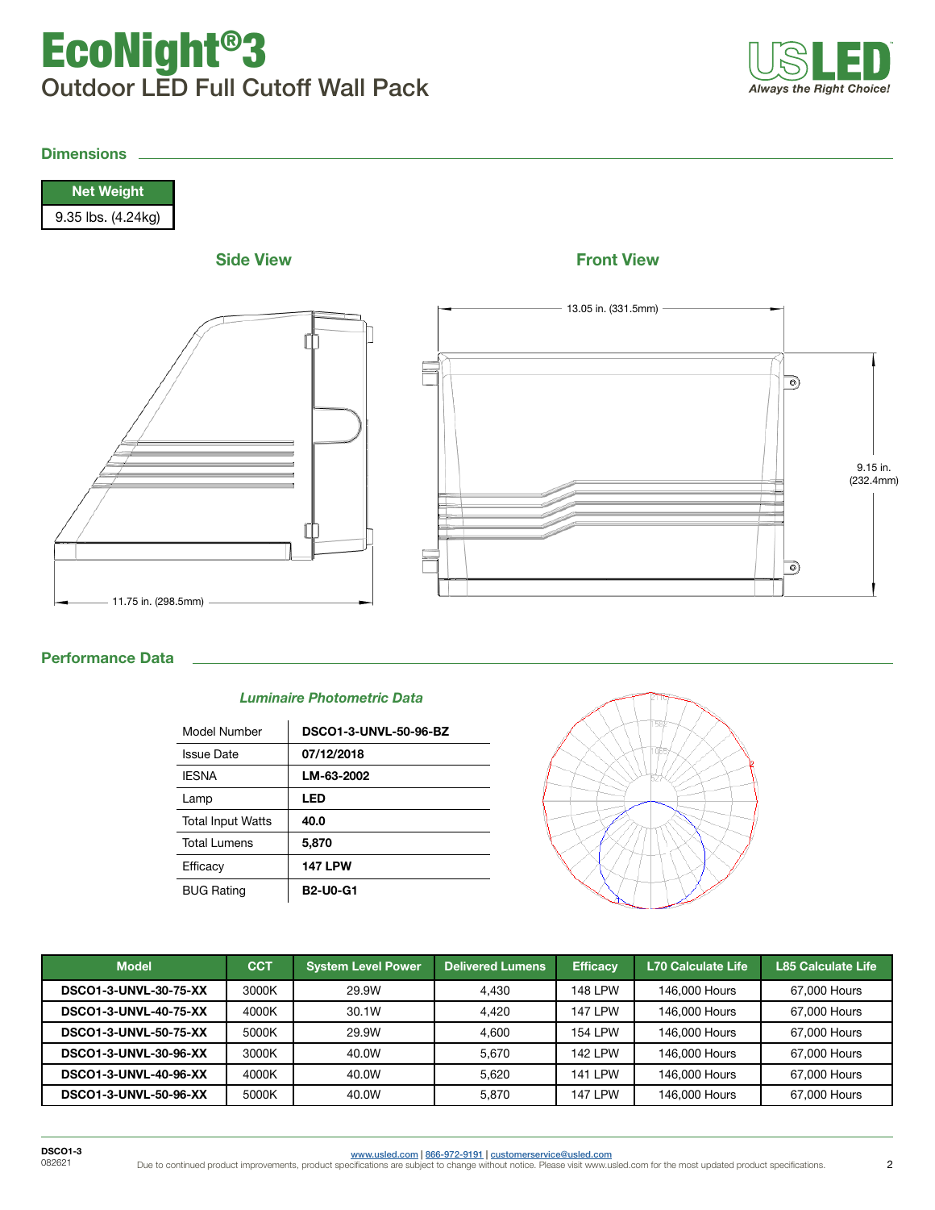# EcoNight®3

## Outdoor LED Full Cutoff Wall Pack

USLED
Always the Right Choice!

## Dimensions

| Net Weight |
|---|
| 9.35 lbs. (4.24kg) |

**Side View**

11.75 in. (298.5mm)

**Front View**

13.05 in. (331.5mm)

9.15 in.
(232.4mm)

## Performance Data

*Luminaire Photometric Data*

| | |
|---|---|
| Model Number | **DSCO1-3-UNVL-50-96-BZ** |
| Issue Date | **07/12/2018** |
| IESNA | **LM-63-2002** |
| Lamp | **LED** |
| Total Input Watts | **40.0** |
| Total Lumens | **5,870** |
| Efficacy | **147 LPW** |
| BUG Rating | **B2-U0-G1** |

| Model | CCT | System Level Power | Delivered Lumens | Efficacy | L70 Calculate Life | L85 Calculate Life |
|---|---|---|---|---|---|---|
| **DSCO1-3-UNVL-30-75-XX** | 3000K | 29.9W | 4,430 | 148 LPW | 146,000 Hours | 67,000 Hours |
| **DSCO1-3-UNVL-40-75-XX** | 4000K | 30.1W | 4,420 | 147 LPW | 146,000 Hours | 67,000 Hours |
| **DSCO1-3-UNVL-50-75-XX** | 5000K | 29.9W | 4,600 | 154 LPW | 146,000 Hours | 67,000 Hours |
| **DSCO1-3-UNVL-30-96-XX** | 3000K | 40.0W | 5,670 | 142 LPW | 146,000 Hours | 67,000 Hours |
| **DSCO1-3-UNVL-40-96-XX** | 4000K | 40.0W | 5,620 | 141 LPW | 146,000 Hours | 67,000 Hours |
| **DSCO1-3-UNVL-50-96-XX** | 5000K | 40.0W | 5,870 | 147 LPW | 146,000 Hours | 67,000 Hours |

**DSCO1-3**
082621

www.usled.com | 866-972-9191 | customerservice@usled.com

Due to continued product improvements, product specifications are subject to change without notice. Please visit www.usled.com for the most updated product specifications.